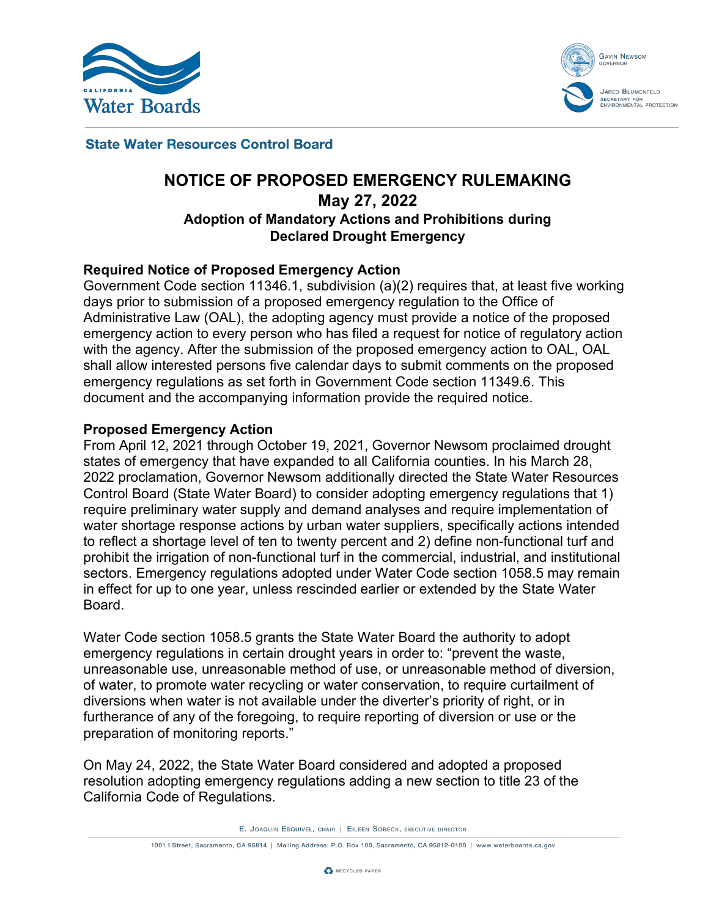State Water Resources Control Board

# NOTICE OF PROPOSED EMERGENCY RULEMAKING

## May 27, 2022

### Adoption of Mandatory Actions and Prohibitions during Declared Drought Emergency

**Required Notice of Proposed Emergency Action**

Government Code section 11346.1, subdivision (a)(2) requires that, at least five working days prior to submission of a proposed emergency regulation to the Office of Administrative Law (OAL), the adopting agency must provide a notice of the proposed emergency action to every person who has filed a request for notice of regulatory action with the agency. After the submission of the proposed emergency action to OAL, OAL shall allow interested persons five calendar days to submit comments on the proposed emergency regulations as set forth in Government Code section 11349.6. This document and the accompanying information provide the required notice.

**Proposed Emergency Action**

From April 12, 2021 through October 19, 2021, Governor Newsom proclaimed drought states of emergency that have expanded to all California counties. In his March 28, 2022 proclamation, Governor Newsom additionally directed the State Water Resources Control Board (State Water Board) to consider adopting emergency regulations that 1) require preliminary water supply and demand analyses and require implementation of water shortage response actions by urban water suppliers, specifically actions intended to reflect a shortage level of ten to twenty percent and 2) define non-functional turf and prohibit the irrigation of non-functional turf in the commercial, industrial, and institutional sectors. Emergency regulations adopted under Water Code section 1058.5 may remain in effect for up to one year, unless rescinded earlier or extended by the State Water Board.

Water Code section 1058.5 grants the State Water Board the authority to adopt emergency regulations in certain drought years in order to: "prevent the waste, unreasonable use, unreasonable method of use, or unreasonable method of diversion, of water, to promote water recycling or water conservation, to require curtailment of diversions when water is not available under the diverter's priority of right, or in furtherance of any of the foregoing, to require reporting of diversion or use or the preparation of monitoring reports."

On May 24, 2022, the State Water Board considered and adopted a proposed resolution adopting emergency regulations adding a new section to title 23 of the California Code of Regulations.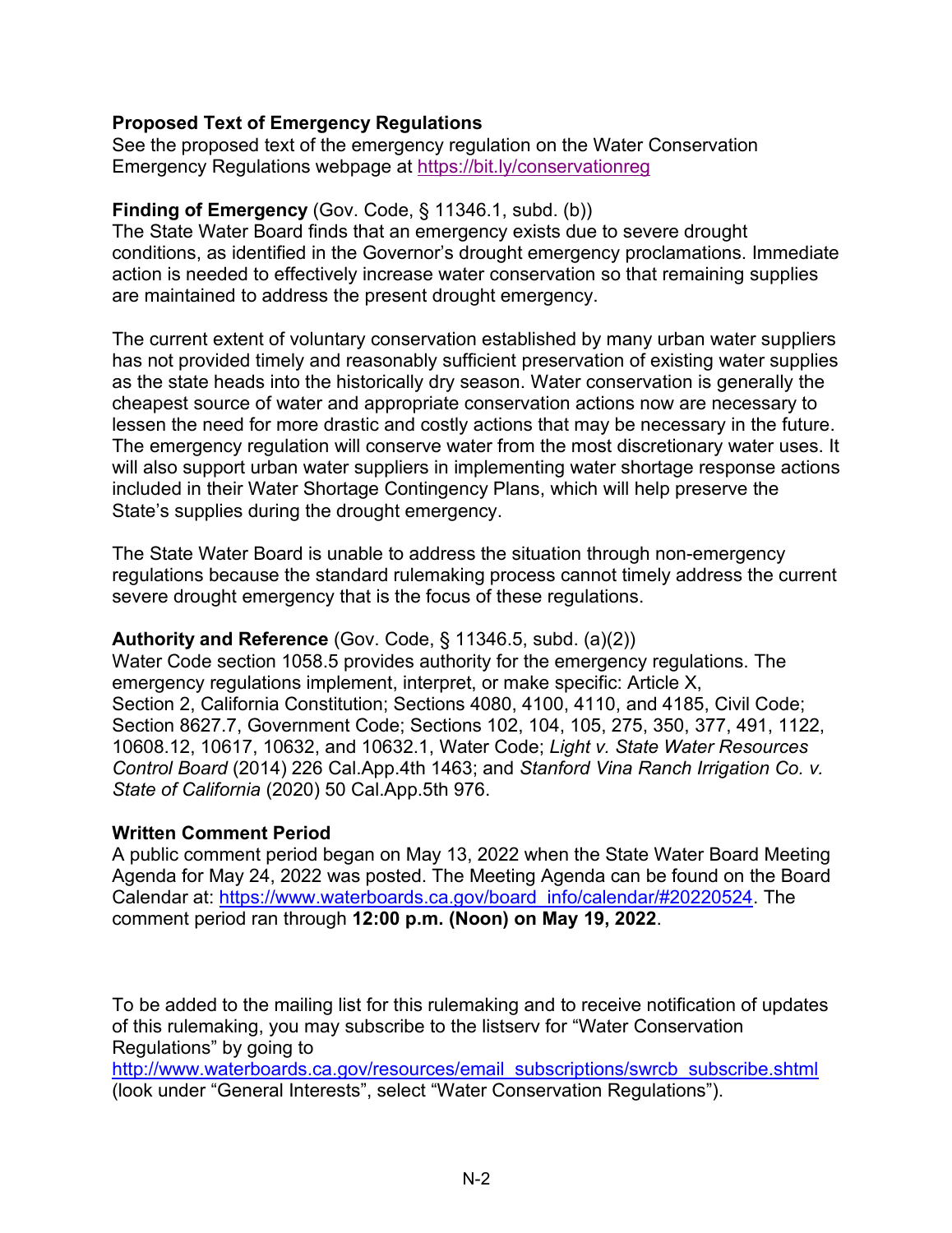**Proposed Text of Emergency Regulations**
See the proposed text of the emergency regulation on the Water Conservation Emergency Regulations webpage at https://bit.ly/conservationreg

**Finding of Emergency** (Gov. Code, § 11346.1, subd. (b))
The State Water Board finds that an emergency exists due to severe drought conditions, as identified in the Governor's drought emergency proclamations. Immediate action is needed to effectively increase water conservation so that remaining supplies are maintained to address the present drought emergency.

The current extent of voluntary conservation established by many urban water suppliers has not provided timely and reasonably sufficient preservation of existing water supplies as the state heads into the historically dry season. Water conservation is generally the cheapest source of water and appropriate conservation actions now are necessary to lessen the need for more drastic and costly actions that may be necessary in the future. The emergency regulation will conserve water from the most discretionary water uses. It will also support urban water suppliers in implementing water shortage response actions included in their Water Shortage Contingency Plans, which will help preserve the State's supplies during the drought emergency.

The State Water Board is unable to address the situation through non-emergency regulations because the standard rulemaking process cannot timely address the current severe drought emergency that is the focus of these regulations.

**Authority and Reference** (Gov. Code, § 11346.5, subd. (a)(2))
Water Code section 1058.5 provides authority for the emergency regulations. The emergency regulations implement, interpret, or make specific: Article X, Section 2, California Constitution; Sections 4080, 4100, 4110, and 4185, Civil Code; Section 8627.7, Government Code; Sections 102, 104, 105, 275, 350, 377, 491, 1122, 10608.12, 10617, 10632, and 10632.1, Water Code; *Light v. State Water Resources Control Board* (2014) 226 Cal.App.4th 1463; and *Stanford Vina Ranch Irrigation Co. v. State of California* (2020) 50 Cal.App.5th 976.

**Written Comment Period**
A public comment period began on May 13, 2022 when the State Water Board Meeting Agenda for May 24, 2022 was posted. The Meeting Agenda can be found on the Board Calendar at: https://www.waterboards.ca.gov/board_info/calendar/#20220524. The comment period ran through **12:00 p.m. (Noon) on May 19, 2022**.

To be added to the mailing list for this rulemaking and to receive notification of updates of this rulemaking, you may subscribe to the listserv for "Water Conservation Regulations" by going to http://www.waterboards.ca.gov/resources/email_subscriptions/swrcb_subscribe.shtml (look under "General Interests", select "Water Conservation Regulations").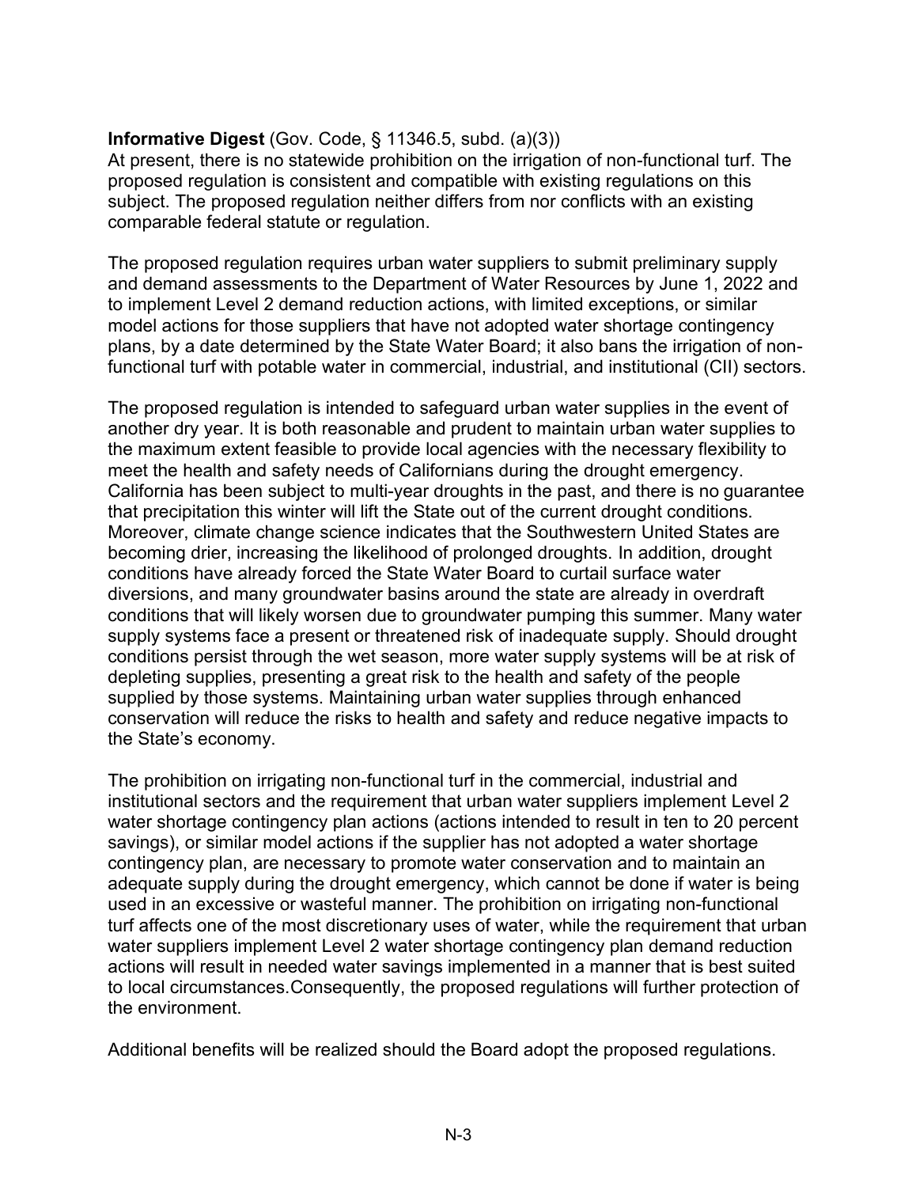**Informative Digest** (Gov. Code, § 11346.5, subd. (a)(3))
At present, there is no statewide prohibition on the irrigation of non-functional turf. The proposed regulation is consistent and compatible with existing regulations on this subject. The proposed regulation neither differs from nor conflicts with an existing comparable federal statute or regulation.

The proposed regulation requires urban water suppliers to submit preliminary supply and demand assessments to the Department of Water Resources by June 1, 2022 and to implement Level 2 demand reduction actions, with limited exceptions, or similar model actions for those suppliers that have not adopted water shortage contingency plans, by a date determined by the State Water Board; it also bans the irrigation of non-functional turf with potable water in commercial, industrial, and institutional (CII) sectors.

The proposed regulation is intended to safeguard urban water supplies in the event of another dry year. It is both reasonable and prudent to maintain urban water supplies to the maximum extent feasible to provide local agencies with the necessary flexibility to meet the health and safety needs of Californians during the drought emergency. California has been subject to multi-year droughts in the past, and there is no guarantee that precipitation this winter will lift the State out of the current drought conditions. Moreover, climate change science indicates that the Southwestern United States are becoming drier, increasing the likelihood of prolonged droughts. In addition, drought conditions have already forced the State Water Board to curtail surface water diversions, and many groundwater basins around the state are already in overdraft conditions that will likely worsen due to groundwater pumping this summer. Many water supply systems face a present or threatened risk of inadequate supply. Should drought conditions persist through the wet season, more water supply systems will be at risk of depleting supplies, presenting a great risk to the health and safety of the people supplied by those systems. Maintaining urban water supplies through enhanced conservation will reduce the risks to health and safety and reduce negative impacts to the State's economy.

The prohibition on irrigating non-functional turf in the commercial, industrial and institutional sectors and the requirement that urban water suppliers implement Level 2 water shortage contingency plan actions (actions intended to result in ten to 20 percent savings), or similar model actions if the supplier has not adopted a water shortage contingency plan, are necessary to promote water conservation and to maintain an adequate supply during the drought emergency, which cannot be done if water is being used in an excessive or wasteful manner. The prohibition on irrigating non-functional turf affects one of the most discretionary uses of water, while the requirement that urban water suppliers implement Level 2 water shortage contingency plan demand reduction actions will result in needed water savings implemented in a manner that is best suited to local circumstances.Consequently, the proposed regulations will further protection of the environment.

Additional benefits will be realized should the Board adopt the proposed regulations.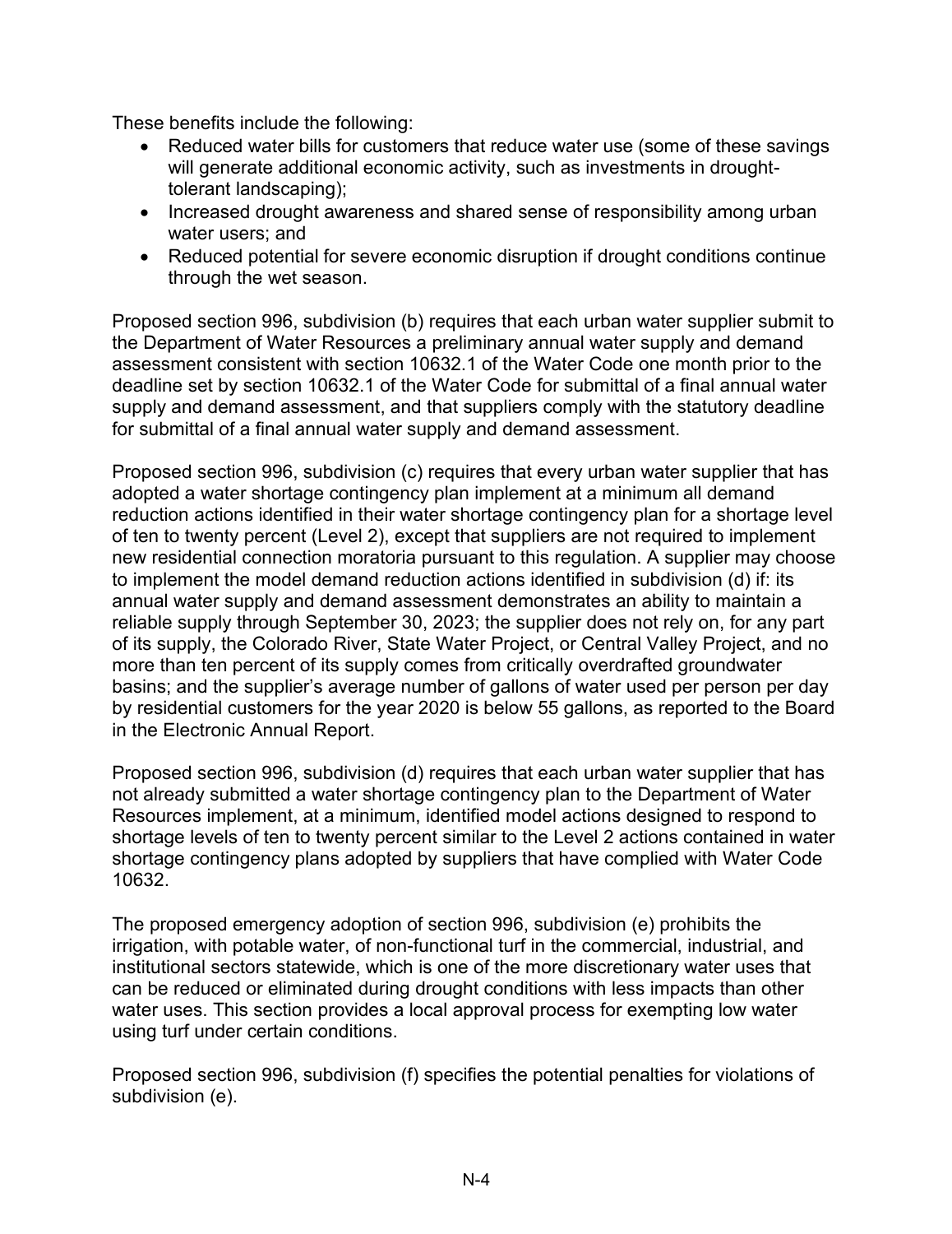These benefits include the following:

- Reduced water bills for customers that reduce water use (some of these savings will generate additional economic activity, such as investments in drought-tolerant landscaping);
- Increased drought awareness and shared sense of responsibility among urban water users; and
- Reduced potential for severe economic disruption if drought conditions continue through the wet season.

Proposed section 996, subdivision (b) requires that each urban water supplier submit to the Department of Water Resources a preliminary annual water supply and demand assessment consistent with section 10632.1 of the Water Code one month prior to the deadline set by section 10632.1 of the Water Code for submittal of a final annual water supply and demand assessment, and that suppliers comply with the statutory deadline for submittal of a final annual water supply and demand assessment.

Proposed section 996, subdivision (c) requires that every urban water supplier that has adopted a water shortage contingency plan implement at a minimum all demand reduction actions identified in their water shortage contingency plan for a shortage level of ten to twenty percent (Level 2), except that suppliers are not required to implement new residential connection moratoria pursuant to this regulation. A supplier may choose to implement the model demand reduction actions identified in subdivision (d) if: its annual water supply and demand assessment demonstrates an ability to maintain a reliable supply through September 30, 2023; the supplier does not rely on, for any part of its supply, the Colorado River, State Water Project, or Central Valley Project, and no more than ten percent of its supply comes from critically overdrafted groundwater basins; and the supplier's average number of gallons of water used per person per day by residential customers for the year 2020 is below 55 gallons, as reported to the Board in the Electronic Annual Report.

Proposed section 996, subdivision (d) requires that each urban water supplier that has not already submitted a water shortage contingency plan to the Department of Water Resources implement, at a minimum, identified model actions designed to respond to shortage levels of ten to twenty percent similar to the Level 2 actions contained in water shortage contingency plans adopted by suppliers that have complied with Water Code 10632.

The proposed emergency adoption of section 996, subdivision (e) prohibits the irrigation, with potable water, of non-functional turf in the commercial, industrial, and institutional sectors statewide, which is one of the more discretionary water uses that can be reduced or eliminated during drought conditions with less impacts than other water uses. This section provides a local approval process for exempting low water using turf under certain conditions.

Proposed section 996, subdivision (f) specifies the potential penalties for violations of subdivision (e).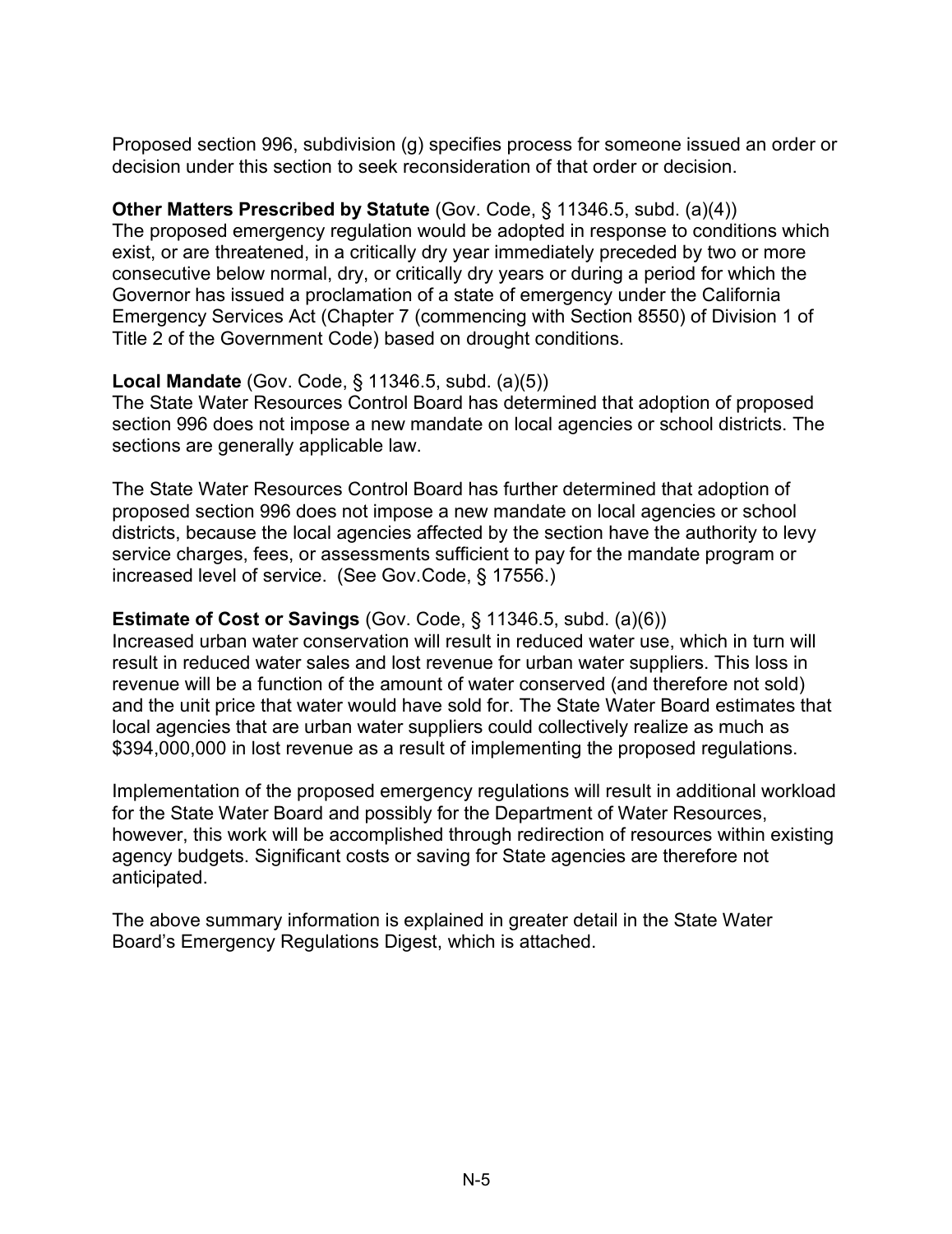Proposed section 996, subdivision (g) specifies process for someone issued an order or decision under this section to seek reconsideration of that order or decision.

**Other Matters Prescribed by Statute** (Gov. Code, § 11346.5, subd. (a)(4))
The proposed emergency regulation would be adopted in response to conditions which exist, or are threatened, in a critically dry year immediately preceded by two or more consecutive below normal, dry, or critically dry years or during a period for which the Governor has issued a proclamation of a state of emergency under the California Emergency Services Act (Chapter 7 (commencing with Section 8550) of Division 1 of Title 2 of the Government Code) based on drought conditions.

**Local Mandate** (Gov. Code, § 11346.5, subd. (a)(5))
The State Water Resources Control Board has determined that adoption of proposed section 996 does not impose a new mandate on local agencies or school districts. The sections are generally applicable law.

The State Water Resources Control Board has further determined that adoption of proposed section 996 does not impose a new mandate on local agencies or school districts, because the local agencies affected by the section have the authority to levy service charges, fees, or assessments sufficient to pay for the mandate program or increased level of service. (See Gov.Code, § 17556.)

**Estimate of Cost or Savings** (Gov. Code, § 11346.5, subd. (a)(6))
Increased urban water conservation will result in reduced water use, which in turn will result in reduced water sales and lost revenue for urban water suppliers. This loss in revenue will be a function of the amount of water conserved (and therefore not sold) and the unit price that water would have sold for. The State Water Board estimates that local agencies that are urban water suppliers could collectively realize as much as $394,000,000 in lost revenue as a result of implementing the proposed regulations.

Implementation of the proposed emergency regulations will result in additional workload for the State Water Board and possibly for the Department of Water Resources, however, this work will be accomplished through redirection of resources within existing agency budgets. Significant costs or saving for State agencies are therefore not anticipated.

The above summary information is explained in greater detail in the State Water Board's Emergency Regulations Digest, which is attached.